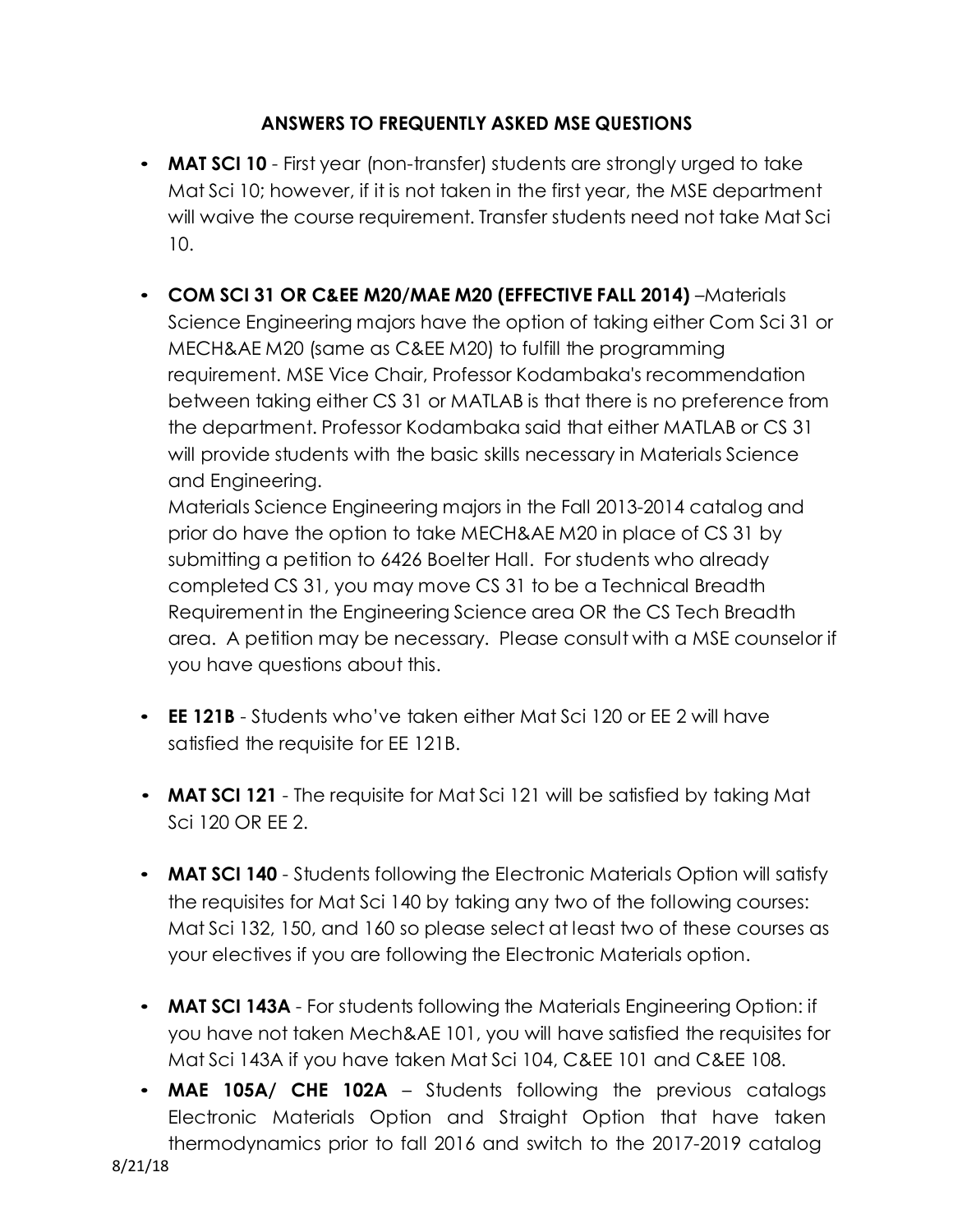## ANSWERS TO FREQUENTLY ASKED MSE QUESTIONS

- **MAT SCI 10** - First year (non-transfer) students are strongly urged to take Mat Sci 10; however, if it is not taken in the first year, the MSE department will waive the course requirement. Transfer students need not take Mat Sci 10.

- **COM SCI 31 OR C&EE M20/MAE M20 (EFFECTIVE FALL 2014)** –Materials Science Engineering majors have the option of taking either Com Sci 31 or MECH&AE M20 (same as C&EE M20) to fulfill the programming requirement. MSE Vice Chair, Professor Kodambaka's recommendation between taking either CS 31 or MATLAB is that there is no preference from the department. Professor Kodambaka said that either MATLAB or CS 31 will provide students with the basic skills necessary in Materials Science and Engineering.
  Materials Science Engineering majors in the Fall 2013-2014 catalog and prior do have the option to take MECH&AE M20 in place of CS 31 by submitting a petition to 6426 Boelter Hall. For students who already completed CS 31, you may move CS 31 to be a Technical Breadth Requirement in the Engineering Science area OR the CS Tech Breadth area. A petition may be necessary. Please consult with a MSE counselor if you have questions about this.

- **EE 121B** - Students who've taken either Mat Sci 120 or EE 2 will have satisfied the requisite for EE 121B.

- **MAT SCI 121** - The requisite for Mat Sci 121 will be satisfied by taking Mat Sci 120 OR EE 2.

- **MAT SCI 140** - Students following the Electronic Materials Option will satisfy the requisites for Mat Sci 140 by taking any two of the following courses: Mat Sci 132, 150, and 160 so please select at least two of these courses as your electives if you are following the Electronic Materials option.

- **MAT SCI 143A** - For students following the Materials Engineering Option: if you have not taken Mech&AE 101, you will have satisfied the requisites for Mat Sci 143A if you have taken Mat Sci 104, C&EE 101 and C&EE 108.

- **MAE 105A/ CHE 102A** – Students following the previous catalogs Electronic Materials Option and Straight Option that have taken thermodynamics prior to fall 2016 and switch to the 2017-2019 catalog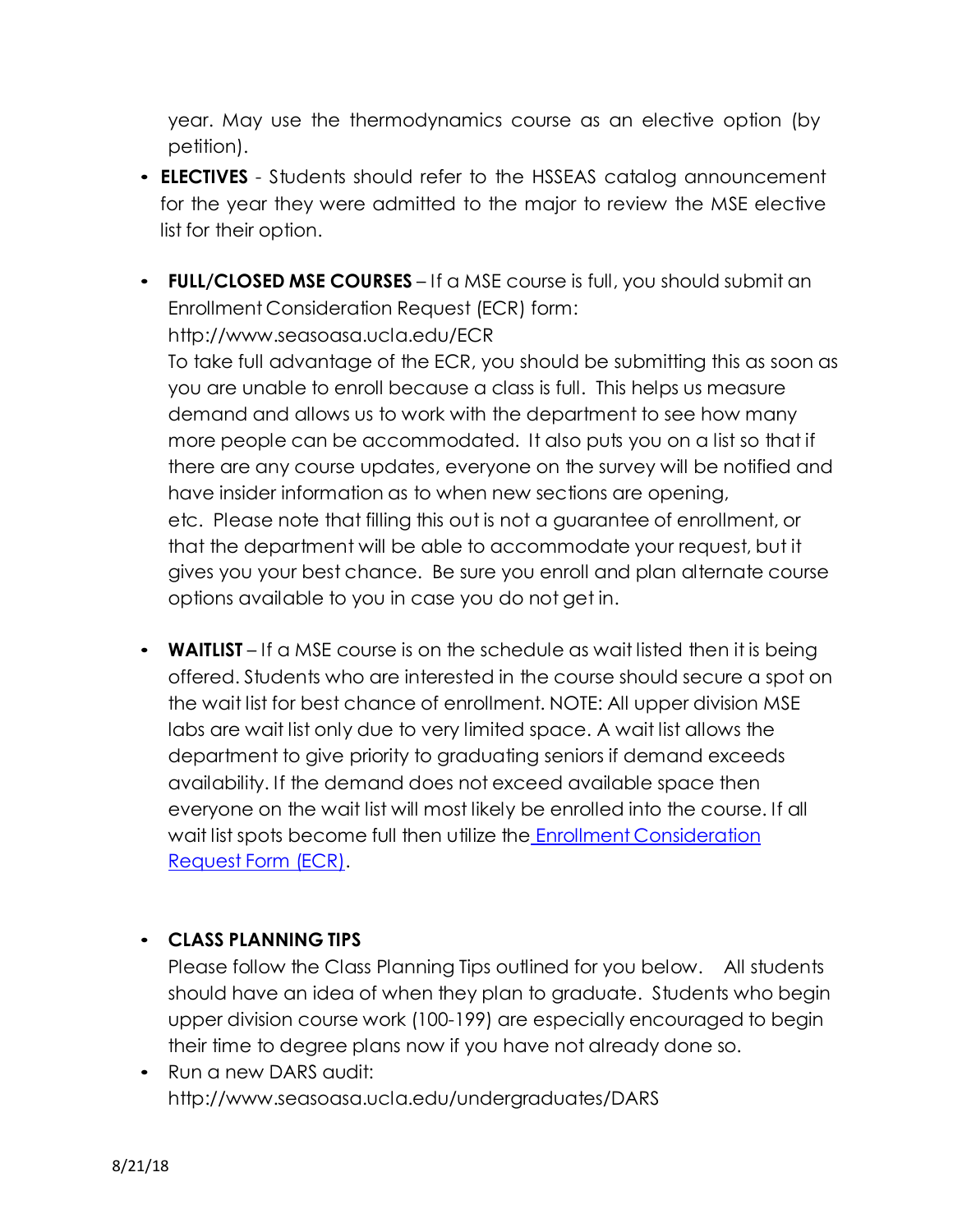year. May use the thermodynamics course as an elective option (by petition).

- **ELECTIVES** - Students should refer to the HSSEAS catalog announcement for the year they were admitted to the major to review the MSE elective list for their option.

- **FULL/CLOSED MSE COURSES** – If a MSE course is full, you should submit an Enrollment Consideration Request (ECR) form: http://www.seasoasa.ucla.edu/ECR
  To take full advantage of the ECR, you should be submitting this as soon as you are unable to enroll because a class is full. This helps us measure demand and allows us to work with the department to see how many more people can be accommodated. It also puts you on a list so that if there are any course updates, everyone on the survey will be notified and have insider information as to when new sections are opening, etc. Please note that filling this out is not a guarantee of enrollment, or that the department will be able to accommodate your request, but it gives you your best chance. Be sure you enroll and plan alternate course options available to you in case you do not get in.

- **WAITLIST** – If a MSE course is on the schedule as wait listed then it is being offered. Students who are interested in the course should secure a spot on the wait list for best chance of enrollment. NOTE: All upper division MSE labs are wait list only due to very limited space. A wait list allows the department to give priority to graduating seniors if demand exceeds availability. If the demand does not exceed available space then everyone on the wait list will most likely be enrolled into the course. If all wait list spots become full then utilize the Enrollment Consideration Request Form (ECR).

- **CLASS PLANNING TIPS**
  Please follow the Class Planning Tips outlined for you below. All students should have an idea of when they plan to graduate. Students who begin upper division course work (100-199) are especially encouraged to begin their time to degree plans now if you have not already done so.

- Run a new DARS audit: http://www.seasoasa.ucla.edu/undergraduates/DARS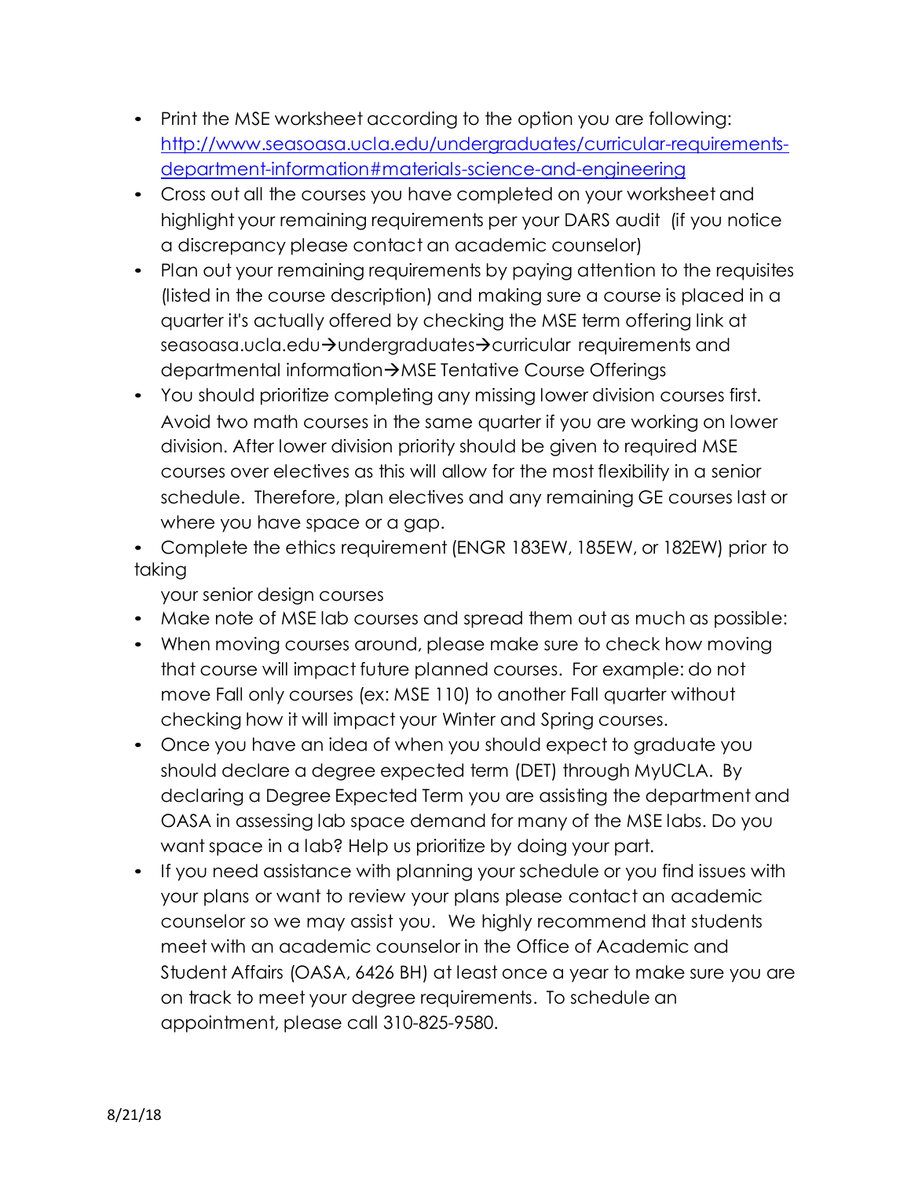- Print the MSE worksheet according to the option you are following: http://www.seasoasa.ucla.edu/undergraduates/curricular-requirements-department-information#materials-science-and-engineering
- Cross out all the courses you have completed on your worksheet and highlight your remaining requirements per your DARS audit (if you notice a discrepancy please contact an academic counselor)
- Plan out your remaining requirements by paying attention to the requisites (listed in the course description) and making sure a course is placed in a quarter it's actually offered by checking the MSE term offering link at seasoasa.ucla.edu→undergraduates→curricular requirements and departmental information→MSE Tentative Course Offerings
- You should prioritize completing any missing lower division courses first. Avoid two math courses in the same quarter if you are working on lower division. After lower division priority should be given to required MSE courses over electives as this will allow for the most flexibility in a senior schedule. Therefore, plan electives and any remaining GE courses last or where you have space or a gap.
- Complete the ethics requirement (ENGR 183EW, 185EW, or 182EW) prior to taking your senior design courses
- Make note of MSE lab courses and spread them out as much as possible:
- When moving courses around, please make sure to check how moving that course will impact future planned courses. For example: do not move Fall only courses (ex: MSE 110) to another Fall quarter without checking how it will impact your Winter and Spring courses.
- Once you have an idea of when you should expect to graduate you should declare a degree expected term (DET) through MyUCLA. By declaring a Degree Expected Term you are assisting the department and OASA in assessing lab space demand for many of the MSE labs. Do you want space in a lab? Help us prioritize by doing your part.
- If you need assistance with planning your schedule or you find issues with your plans or want to review your plans please contact an academic counselor so we may assist you. We highly recommend that students meet with an academic counselor in the Office of Academic and Student Affairs (OASA, 6426 BH) at least once a year to make sure you are on track to meet your degree requirements. To schedule an appointment, please call 310-825-9580.

8/21/18